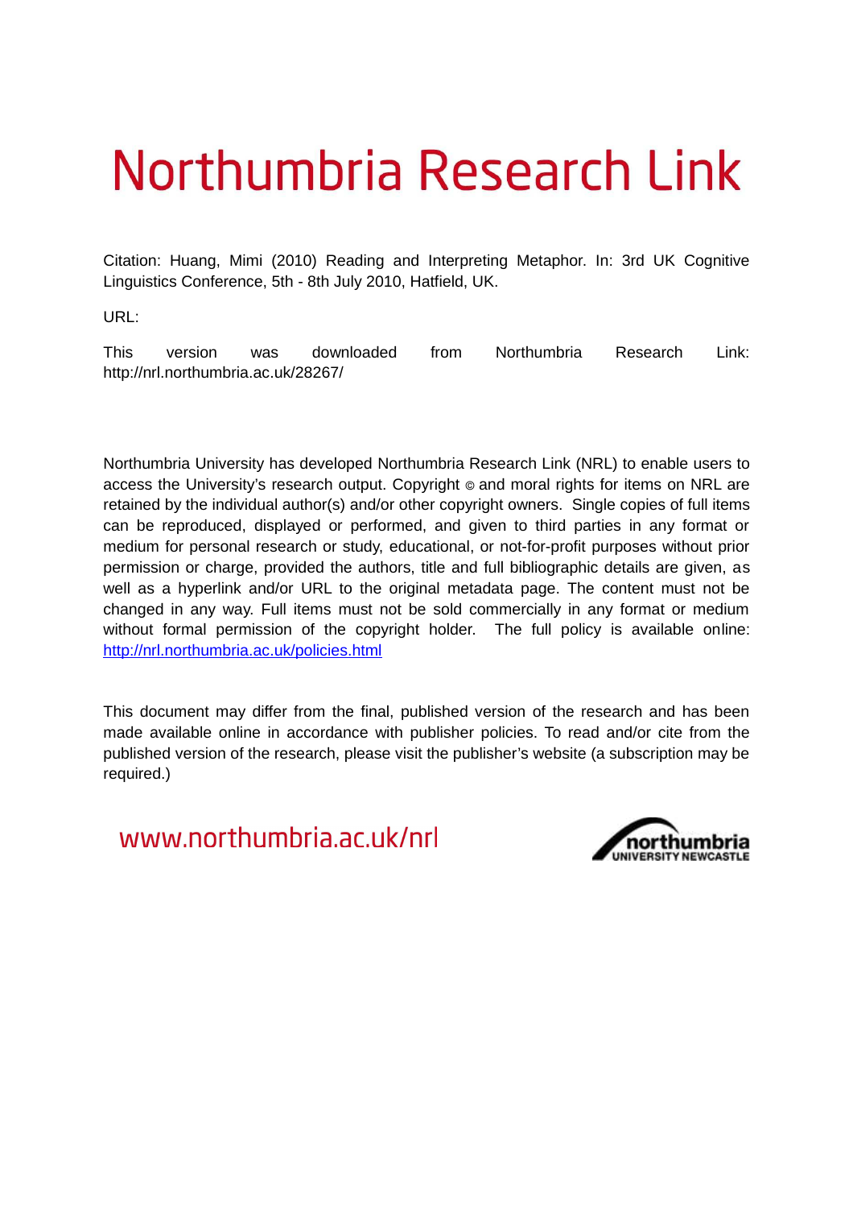# Northumbria Research Link

Citation: Huang, Mimi (2010) Reading and Interpreting Metaphor. In: 3rd UK Cognitive Linguistics Conference, 5th - 8th July 2010, Hatfield, UK.

URL:

This version was downloaded from Northumbria Research Link: http://nrl.northumbria.ac.uk/28267/

Northumbria University has developed Northumbria Research Link (NRL) to enable users to access the University's research output. Copyright © and moral rights for items on NRL are retained by the individual author(s) and/or other copyright owners. Single copies of full items can be reproduced, displayed or performed, and given to third parties in any format or medium for personal research or study, educational, or not-for-profit purposes without prior permission or charge, provided the authors, title and full bibliographic details are given, as well as a hyperlink and/or URL to the original metadata page. The content must not be changed in any way. Full items must not be sold commercially in any format or medium without formal permission of the copyright holder. The full policy is available online: http://nrl.northumbria.ac.uk/policies.html

This document may differ from the final, published version of the research and has been made available online in accordance with publisher policies. To read and/or cite from the published version of the research, please visit the publisher's website (a subscription may be required.)

www.northumbria.ac.uk/nrl

northumbria UNIVERSITY NEWCASTLE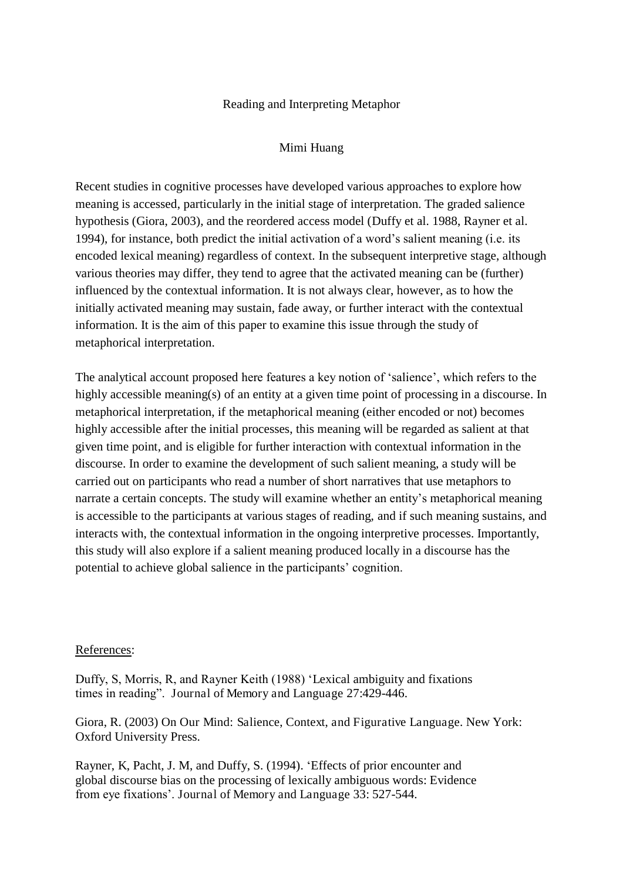Reading and Interpreting Metaphor

Mimi Huang

Recent studies in cognitive processes have developed various approaches to explore how meaning is accessed, particularly in the initial stage of interpretation. The graded salience hypothesis (Giora, 2003), and the reordered access model (Duffy et al. 1988, Rayner et al. 1994), for instance, both predict the initial activation of a word's salient meaning (i.e. its encoded lexical meaning) regardless of context. In the subsequent interpretive stage, although various theories may differ, they tend to agree that the activated meaning can be (further) influenced by the contextual information. It is not always clear, however, as to how the initially activated meaning may sustain, fade away, or further interact with the contextual information. It is the aim of this paper to examine this issue through the study of metaphorical interpretation.

The analytical account proposed here features a key notion of 'salience', which refers to the highly accessible meaning(s) of an entity at a given time point of processing in a discourse. In metaphorical interpretation, if the metaphorical meaning (either encoded or not) becomes highly accessible after the initial processes, this meaning will be regarded as salient at that given time point, and is eligible for further interaction with contextual information in the discourse. In order to examine the development of such salient meaning, a study will be carried out on participants who read a number of short narratives that use metaphors to narrate a certain concepts. The study will examine whether an entity's metaphorical meaning is accessible to the participants at various stages of reading, and if such meaning sustains, and interacts with, the contextual information in the ongoing interpretive processes. Importantly, this study will also explore if a salient meaning produced locally in a discourse has the potential to achieve global salience in the participants' cognition.

References:

Duffy, S, Morris, R, and Rayner Keith (1988) 'Lexical ambiguity and fixations times in reading". Journal of Memory and Language 27:429-446.

Giora, R. (2003) On Our Mind: Salience, Context, and Figurative Language. New York: Oxford University Press.

Rayner, K, Pacht, J. M, and Duffy, S. (1994). 'Effects of prior encounter and global discourse bias on the processing of lexically ambiguous words: Evidence from eye fixations'. Journal of Memory and Language 33: 527-544.